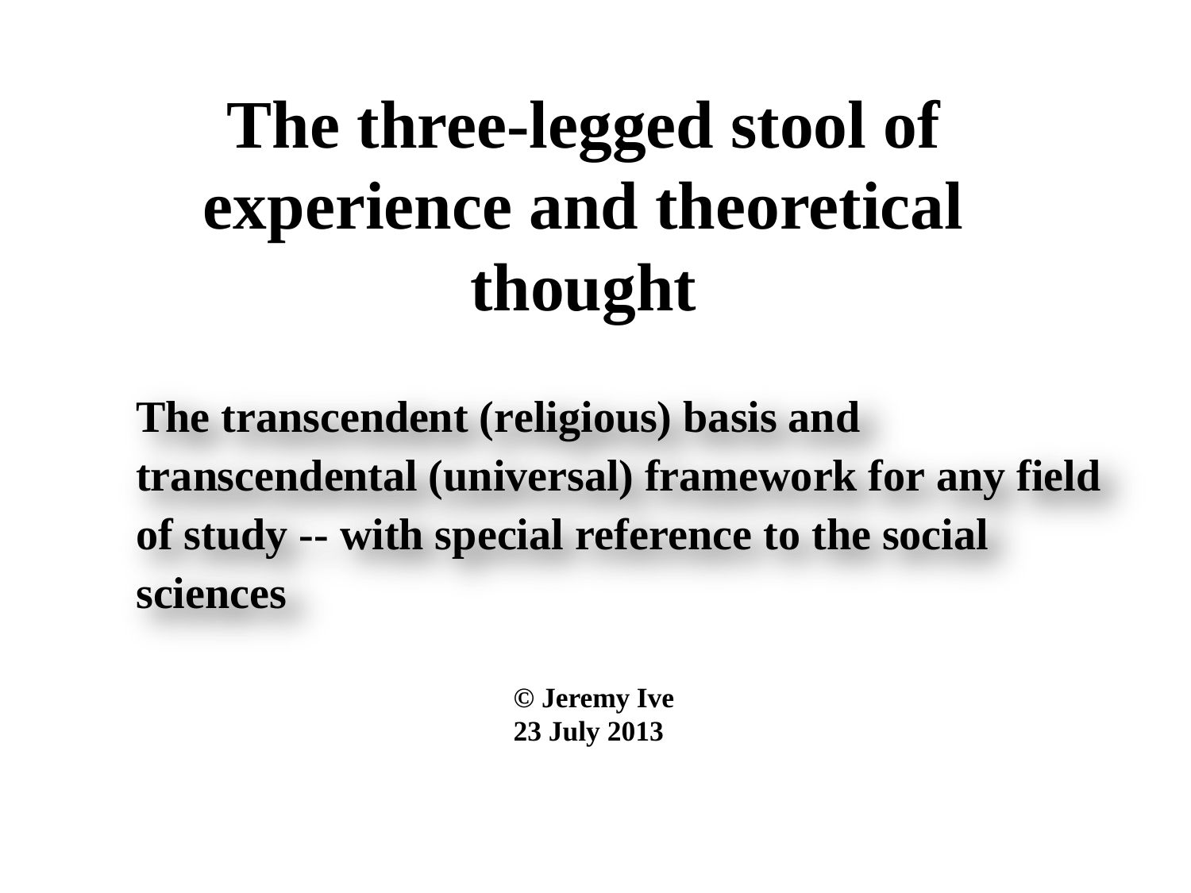# The three-legged stool of experience and theoretical thought

**The transcendent (religious) basis and transcendental (universal) framework for any field of study -- with special reference to the social sciences**

**© Jeremy Ive**
**23 July 2013**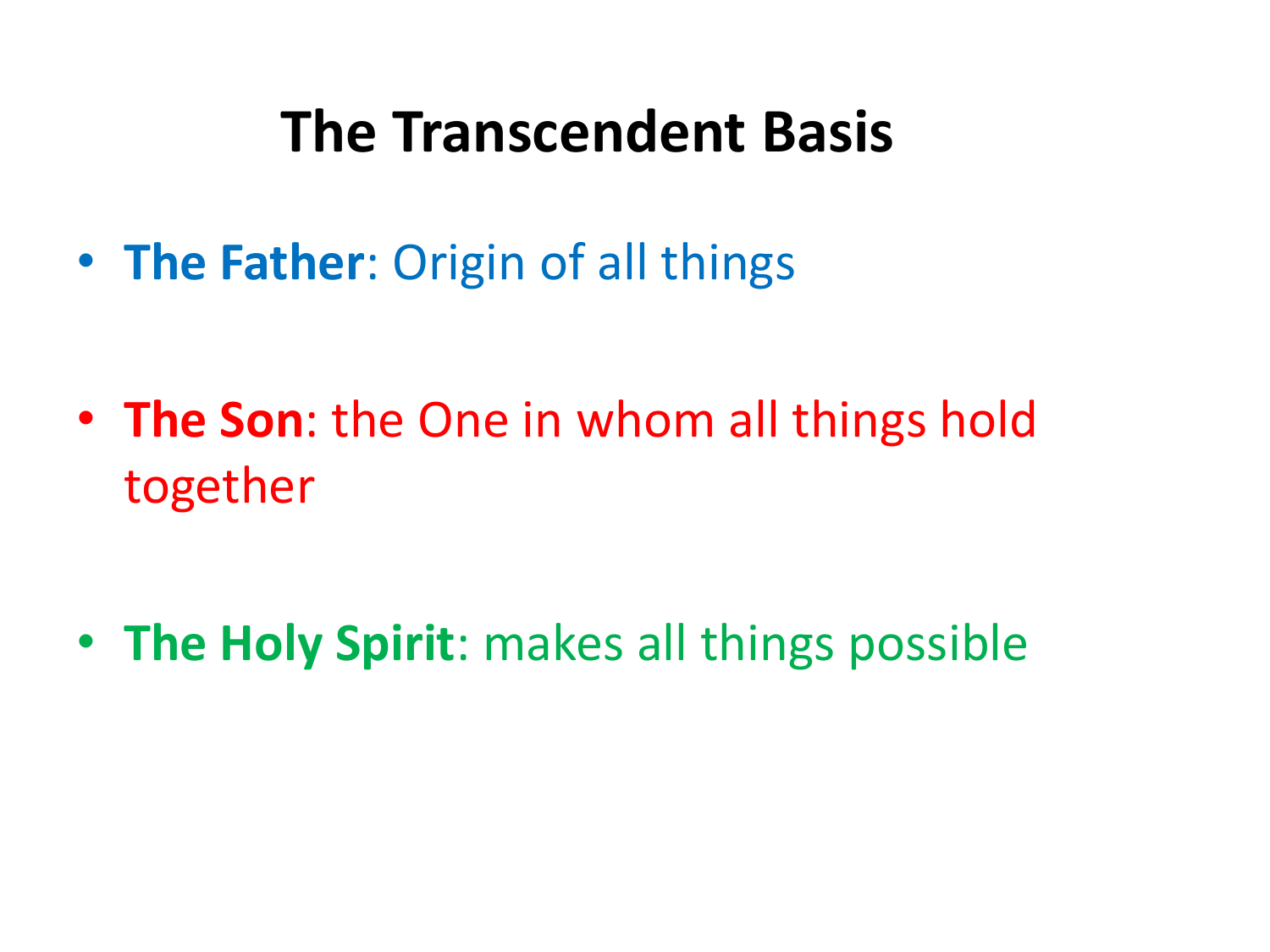# The Transcendent Basis

- **The Father**: Origin of all things
- **The Son**: the One in whom all things hold together
- **The Holy Spirit**: makes all things possible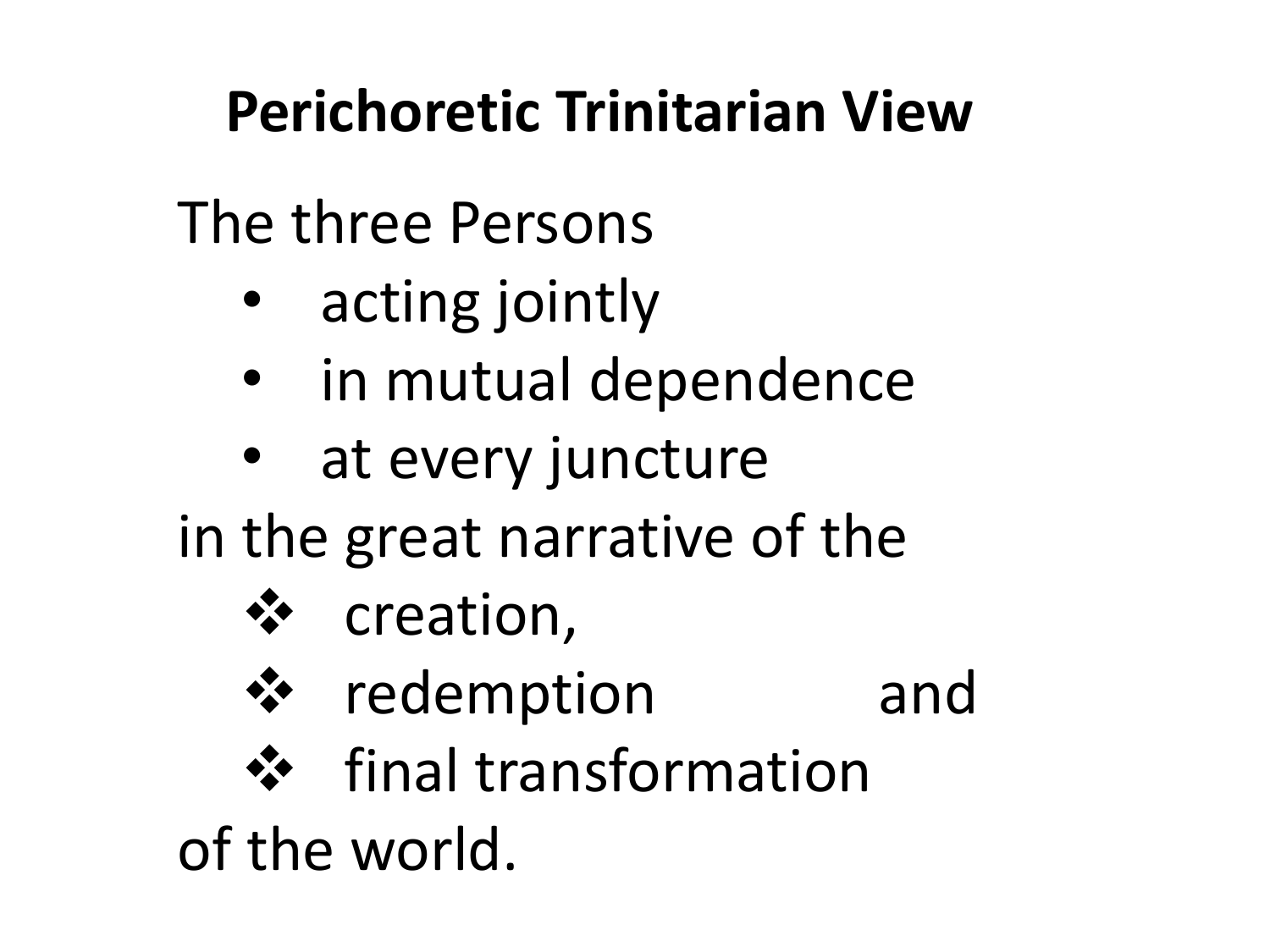# Perichoretic Trinitarian View

The three Persons

- acting jointly
- in mutual dependence
- at every juncture

in the great narrative of the

- creation,
- redemption and
- final transformation

of the world.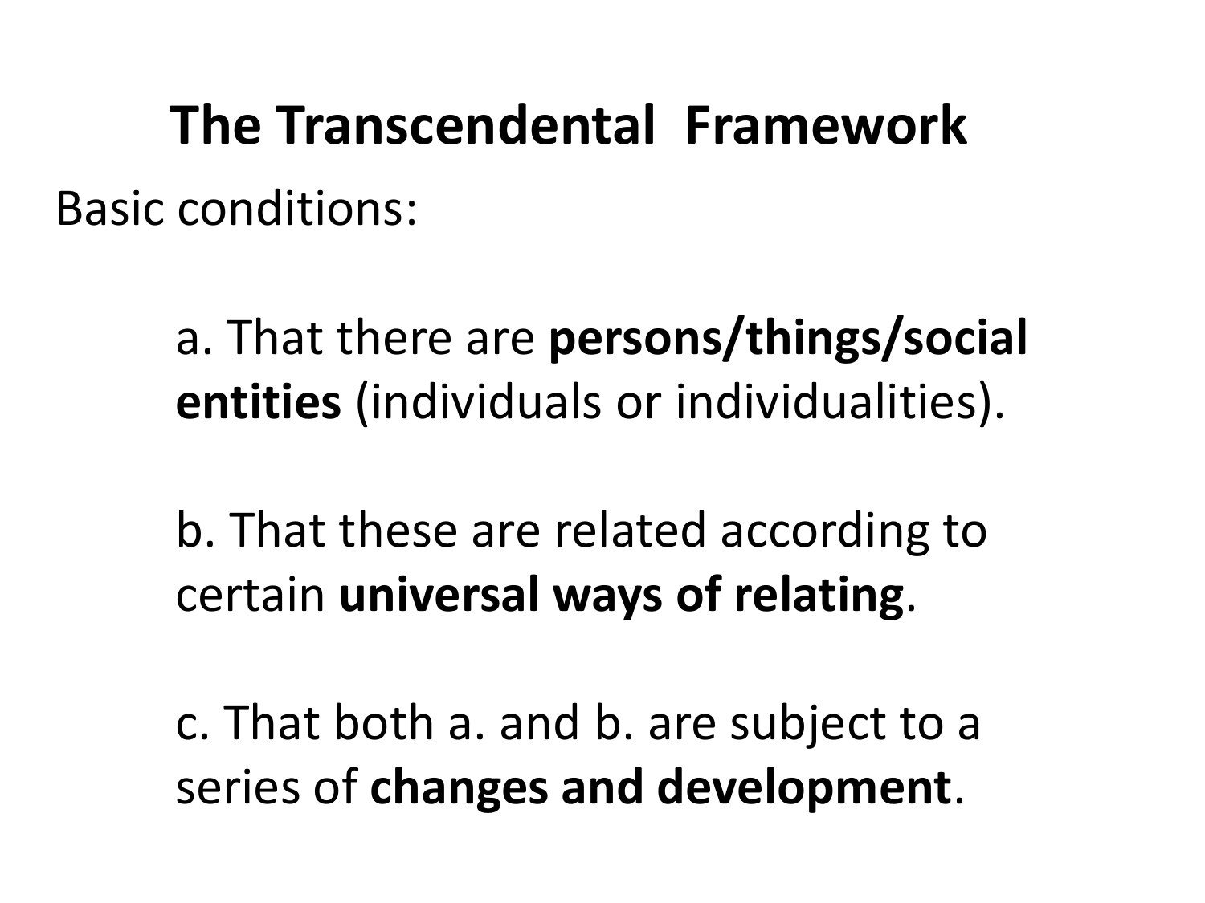# The Transcendental Framework

Basic conditions:

a. That there are **persons/things/social entities** (individuals or individualities).

b. That these are related according to certain **universal ways of relating**.

c. That both a. and b. are subject to a series of **changes and development**.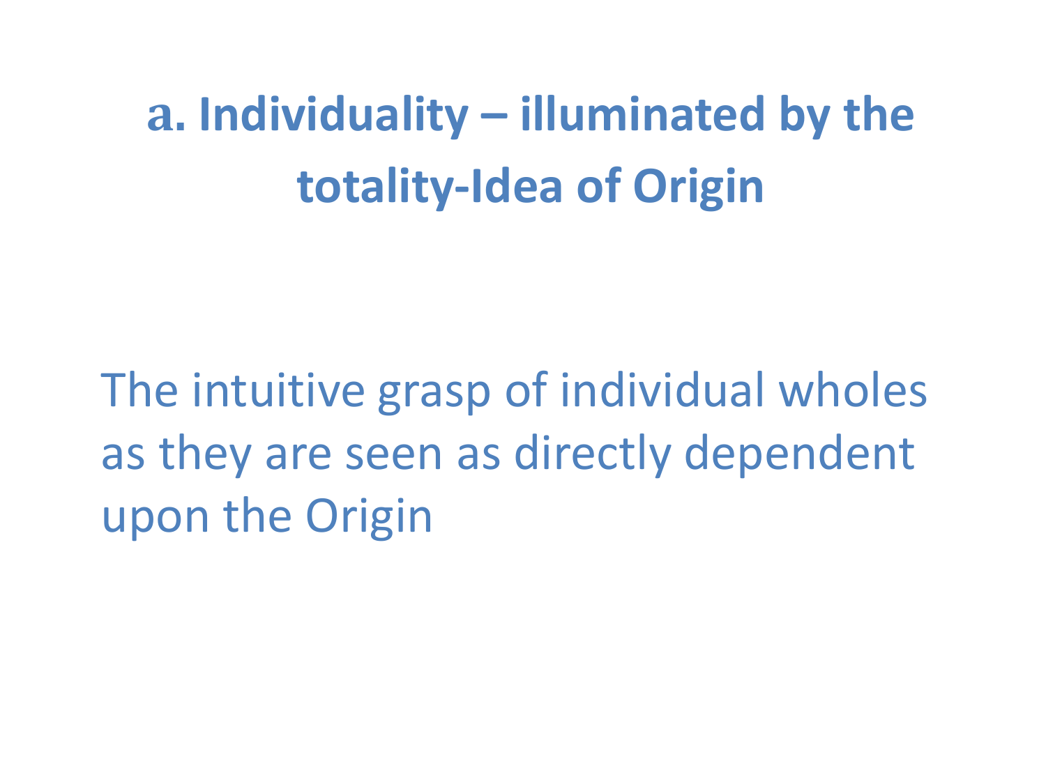# a. Individuality – illuminated by the totality-Idea of Origin

The intuitive grasp of individual wholes as they are seen as directly dependent upon the Origin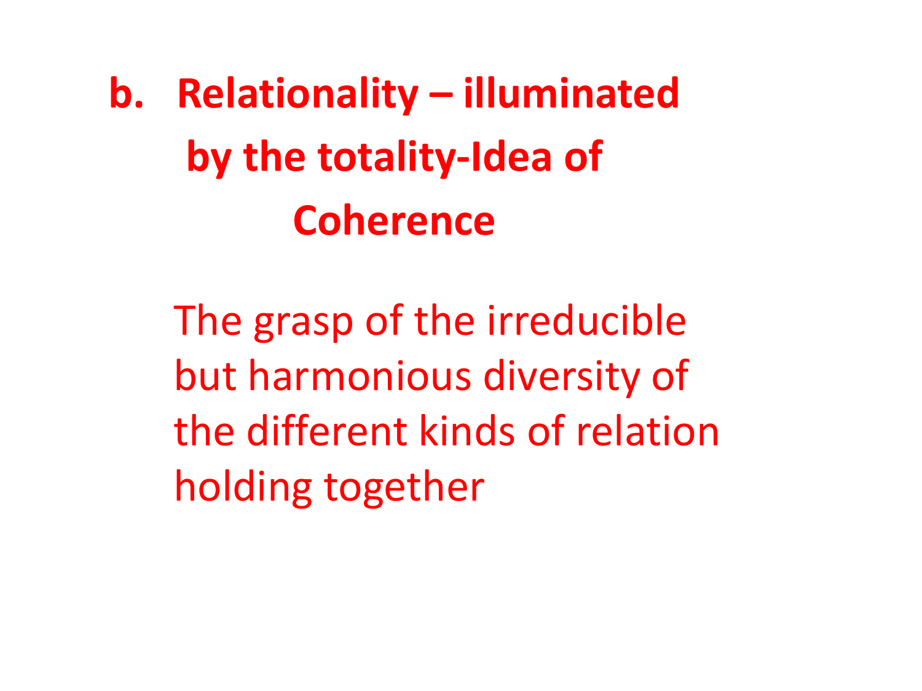## b. Relationality – illuminated by the totality-Idea of Coherence

The grasp of the irreducible but harmonious diversity of the different kinds of relation holding together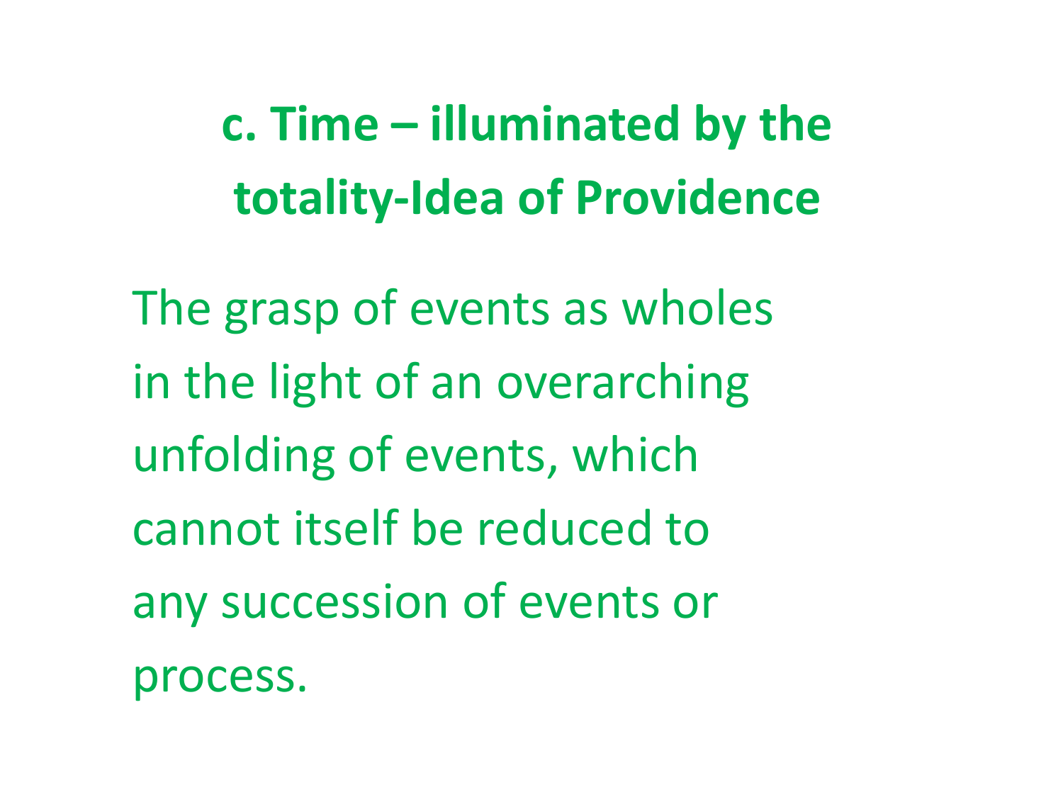## c. Time – illuminated by the totality-Idea of Providence

The grasp of events as wholes in the light of an overarching unfolding of events, which cannot itself be reduced to any succession of events or process.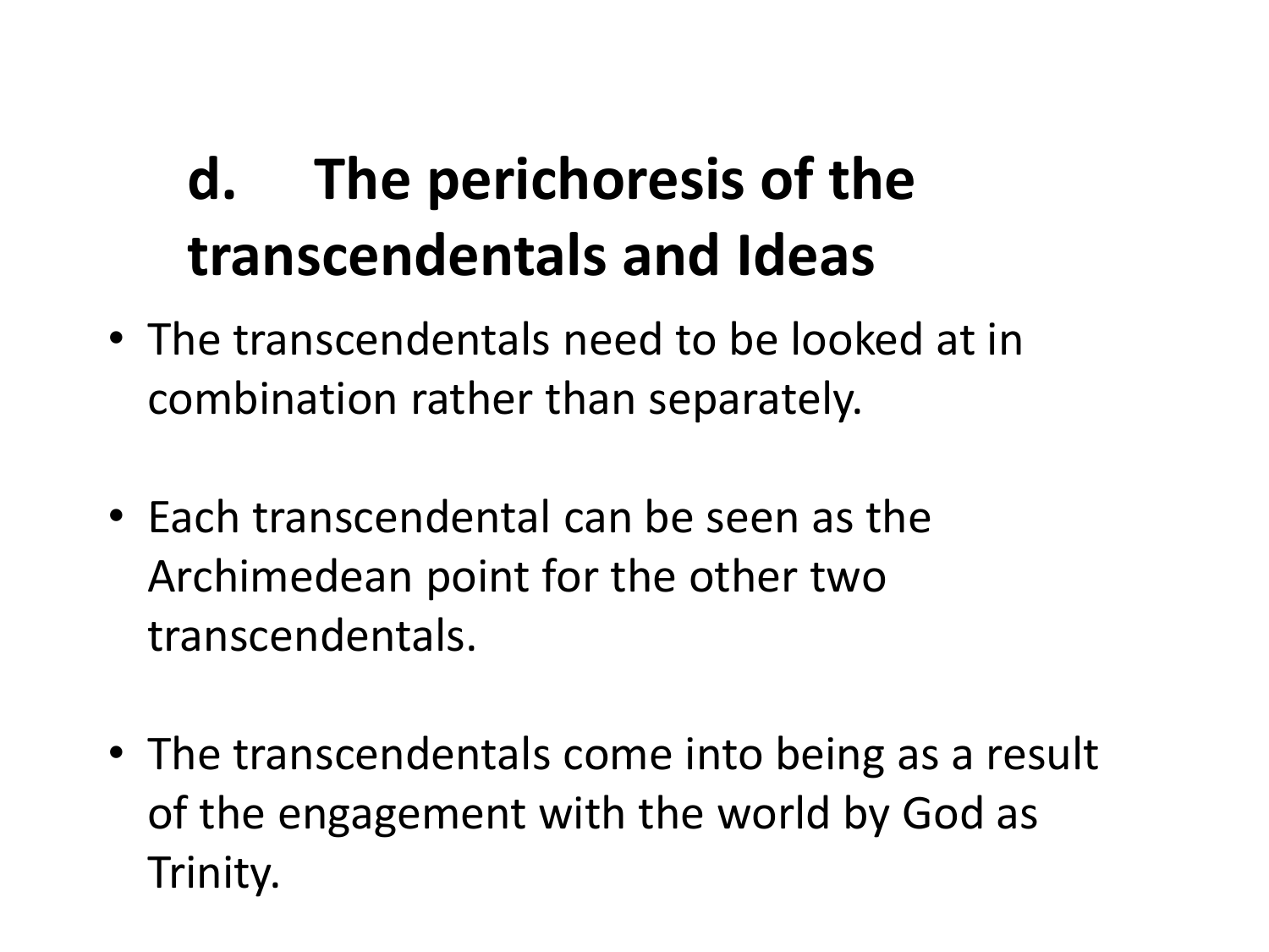## d. The perichoresis of the transcendentals and Ideas

- The transcendentals need to be looked at in combination rather than separately.
- Each transcendental can be seen as the Archimedean point for the other two transcendentals.
- The transcendentals come into being as a result of the engagement with the world by God as Trinity.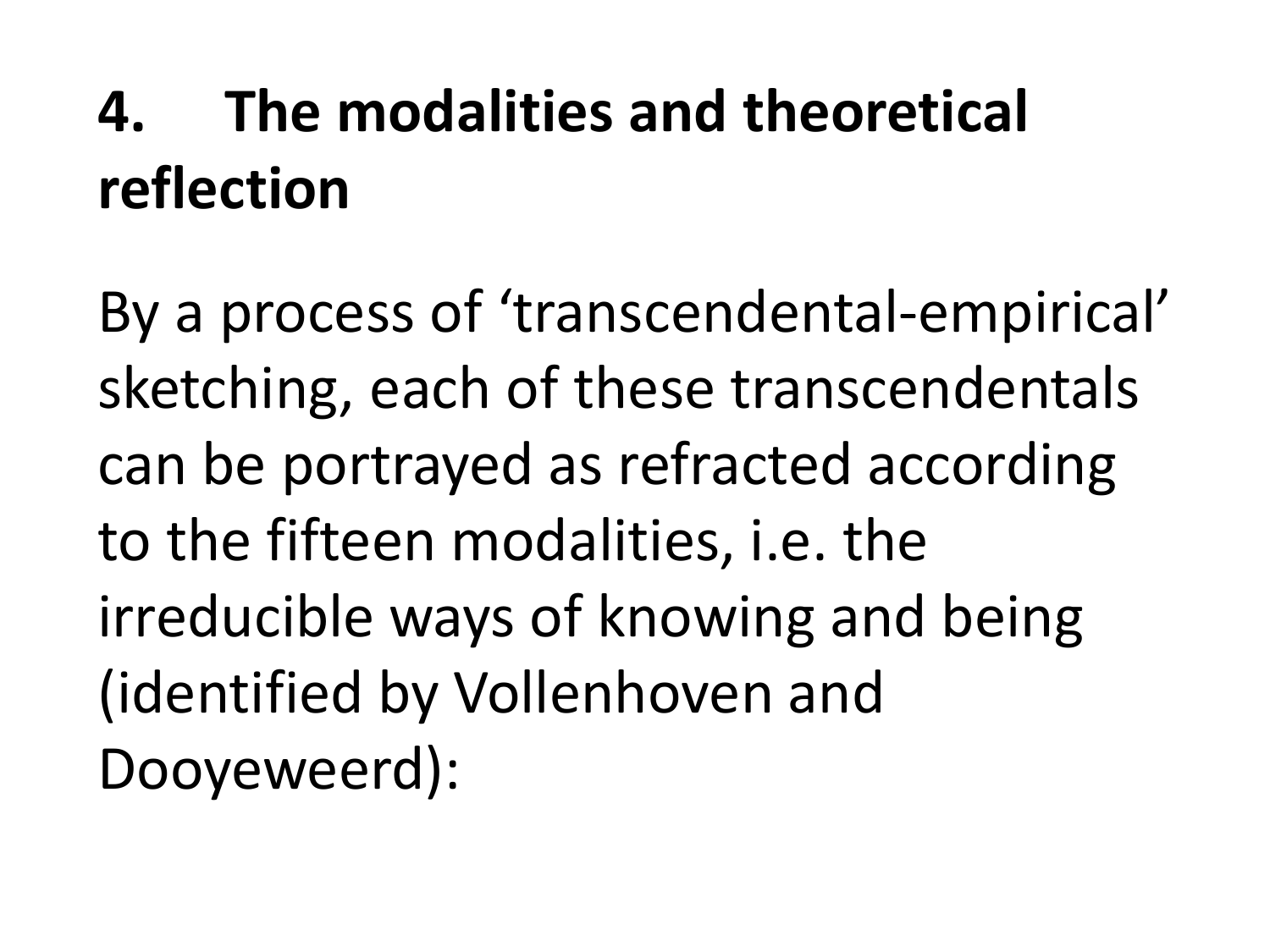## 4. The modalities and theoretical reflection

By a process of 'transcendental-empirical' sketching, each of these transcendentals can be portrayed as refracted according to the fifteen modalities, i.e. the irreducible ways of knowing and being (identified by Vollenhoven and Dooyeweerd):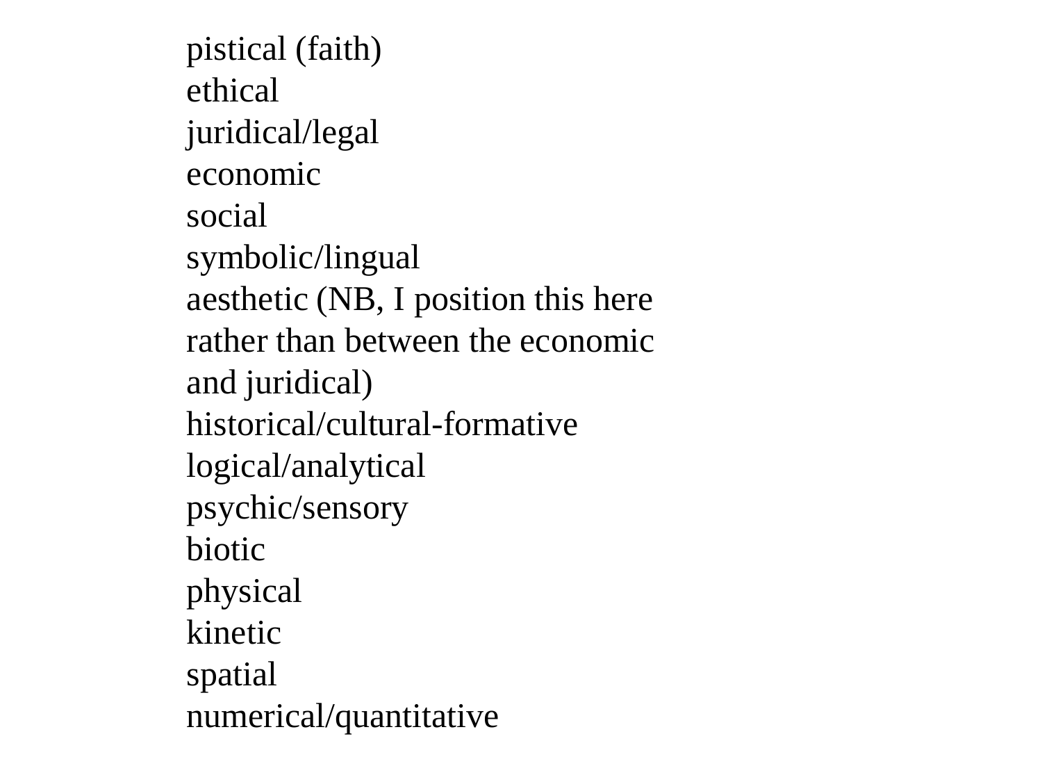pistical (faith)
ethical
juridical/legal
economic
social
symbolic/lingual
aesthetic (NB, I position this here rather than between the economic and juridical)
historical/cultural-formative
logical/analytical
psychic/sensory
biotic
physical
kinetic
spatial
numerical/quantitative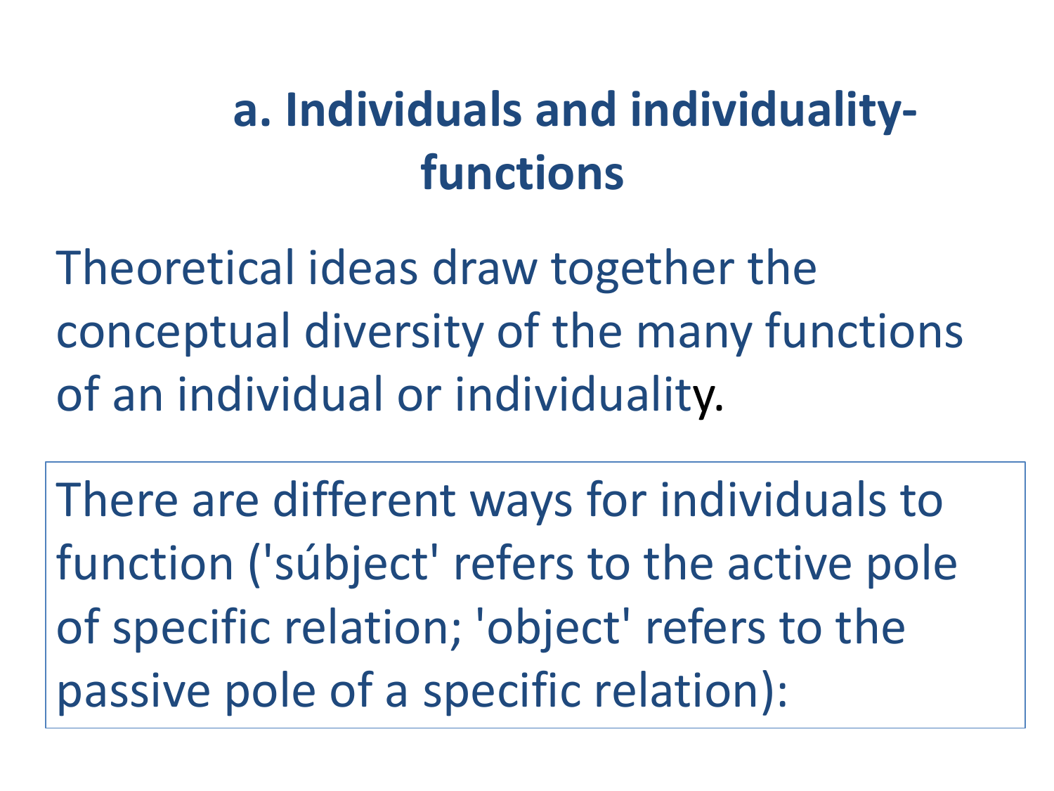## a. Individuals and individuality-functions

Theoretical ideas draw together the conceptual diversity of the many functions of an individual or individuality.

There are different ways for individuals to function ('súbject' refers to the active pole of specific relation; 'object' refers to the passive pole of a specific relation):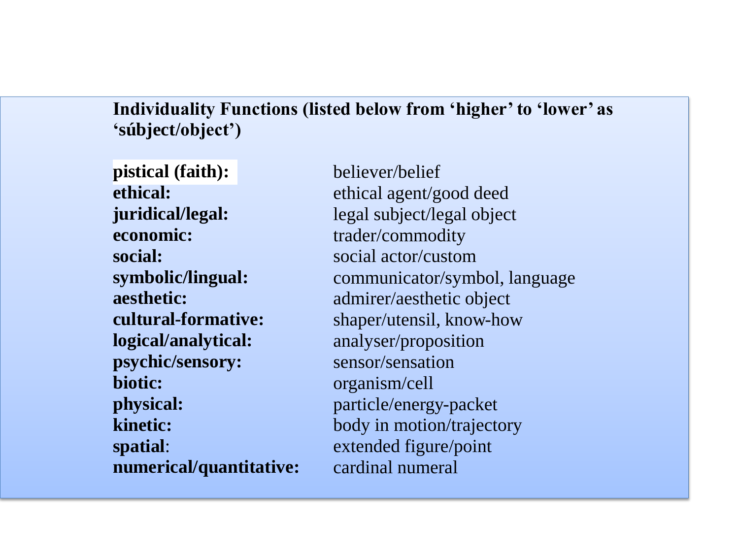**Individuality Functions (listed below from 'higher' to 'lower' as 'súbject/object')**

| | |
|---|---|
| **pistical (faith):** | believer/belief |
| **ethical:** | ethical agent/good deed |
| **juridical/legal:** | legal subject/legal object |
| **economic:** | trader/commodity |
| **social:** | social actor/custom |
| **symbolic/lingual:** | communicator/symbol, language |
| **aesthetic:** | admirer/aesthetic object |
| **cultural-formative:** | shaper/utensil, know-how |
| **logical/analytical:** | analyser/proposition |
| **psychic/sensory:** | sensor/sensation |
| **biotic:** | organism/cell |
| **physical:** | particle/energy-packet |
| **kinetic:** | body in motion/trajectory |
| **spatial**: | extended figure/point |
| **numerical/quantitative:** | cardinal numeral |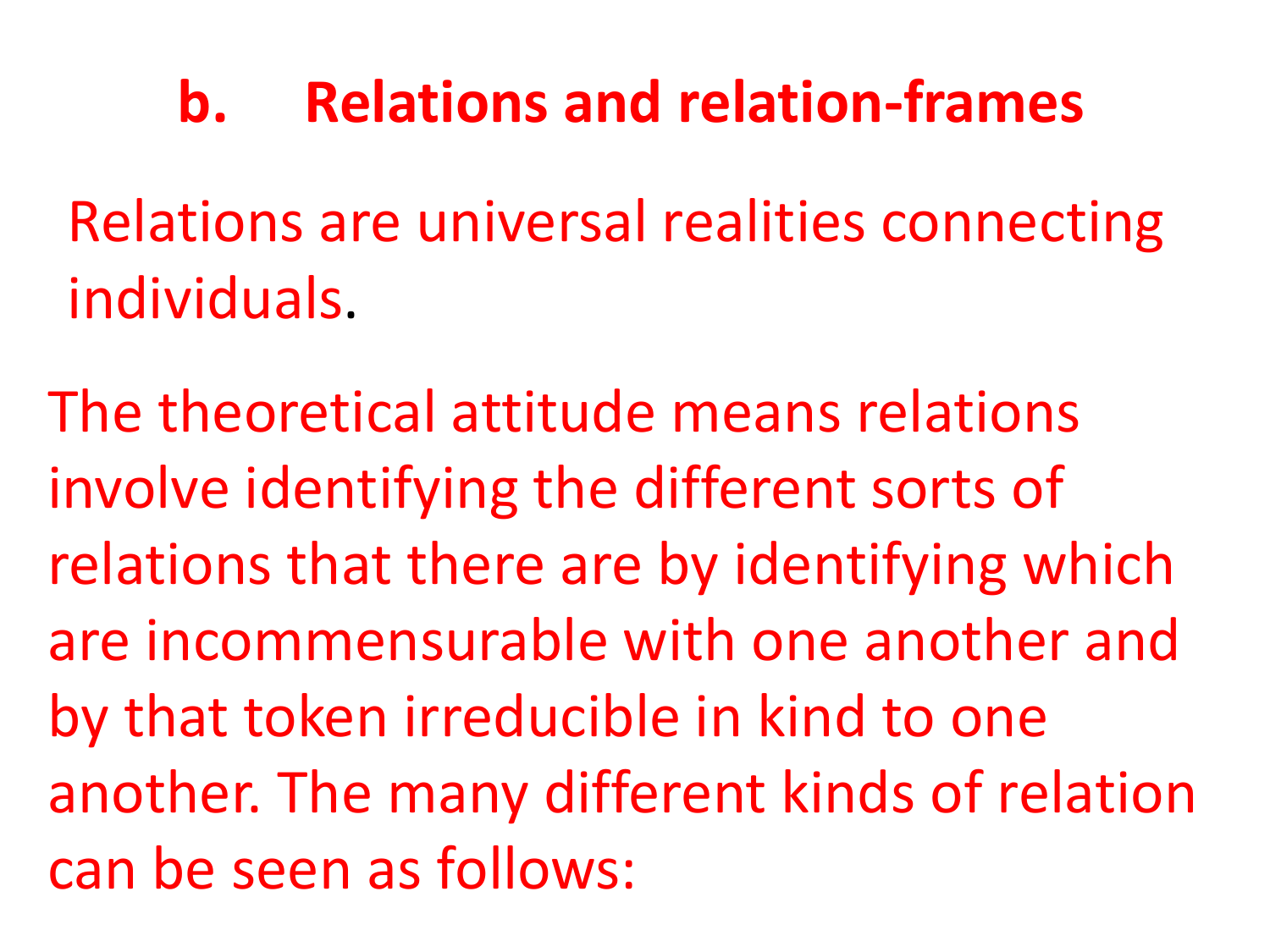## b. Relations and relation-frames

Relations are universal realities connecting individuals.

The theoretical attitude means relations involve identifying the different sorts of relations that there are by identifying which are incommensurable with one another and by that token irreducible in kind to one another. The many different kinds of relation can be seen as follows: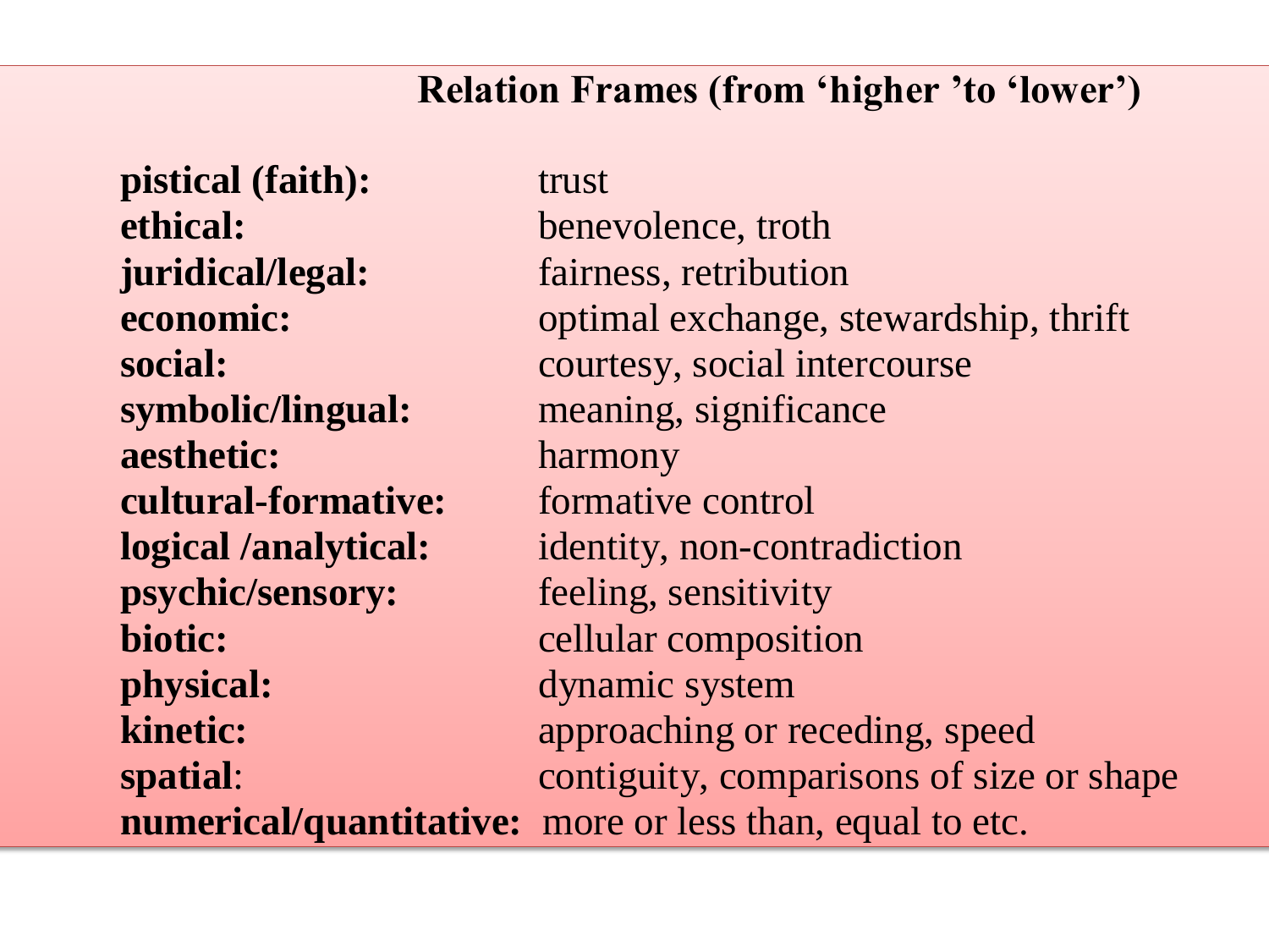## Relation Frames (from 'higher 'to 'lower')

**pistical (faith):** trust
**ethical:** benevolence, troth
**juridical/legal:** fairness, retribution
**economic:** optimal exchange, stewardship, thrift
**social:** courtesy, social intercourse
**symbolic/lingual:** meaning, significance
**aesthetic:** harmony
**cultural-formative:** formative control
**logical /analytical:** identity, non-contradiction
**psychic/sensory:** feeling, sensitivity
**biotic:** cellular composition
**physical:** dynamic system
**kinetic:** approaching or receding, speed
**spatial**: contiguity, comparisons of size or shape
**numerical/quantitative:** more or less than, equal to etc.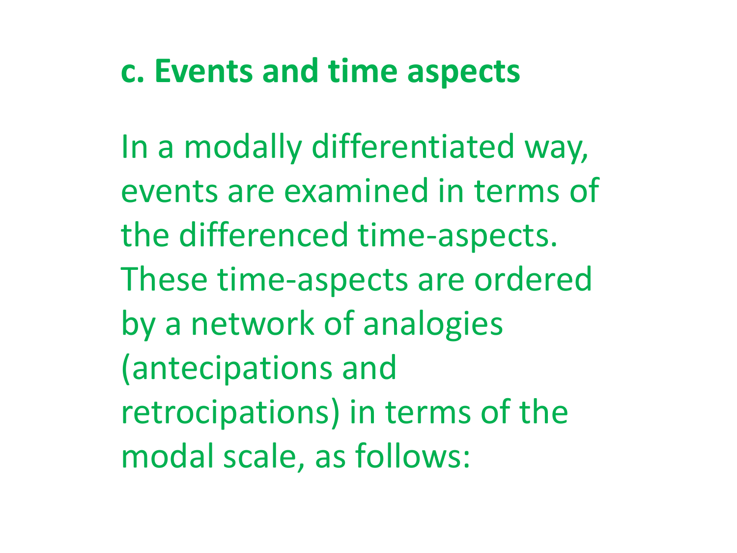### c. Events and time aspects

In a modally differentiated way, events are examined in terms of the differenced time-aspects. These time-aspects are ordered by a network of analogies (antecipations and retrocipations) in terms of the modal scale, as follows: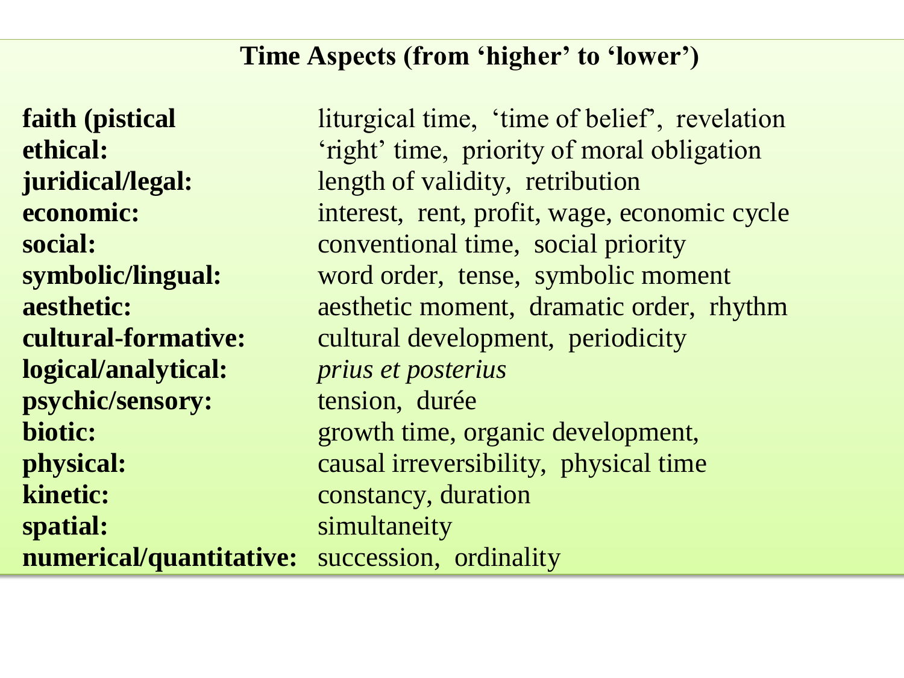## Time Aspects (from 'higher' to 'lower')

| | |
|---|---|
| **faith (pistical** | liturgical time, 'time of belief', revelation |
| **ethical:** | 'right' time, priority of moral obligation |
| **juridical/legal:** | length of validity, retribution |
| **economic:** | interest, rent, profit, wage, economic cycle |
| **social:** | conventional time, social priority |
| **symbolic/lingual:** | word order, tense, symbolic moment |
| **aesthetic:** | aesthetic moment, dramatic order, rhythm |
| **cultural-formative:** | cultural development, periodicity |
| **logical/analytical:** | *prius et posterius* |
| **psychic/sensory:** | tension, durée |
| **biotic:** | growth time, organic development, |
| **physical:** | causal irreversibility, physical time |
| **kinetic:** | constancy, duration |
| **spatial:** | simultaneity |
| **numerical/quantitative:** | succession, ordinality |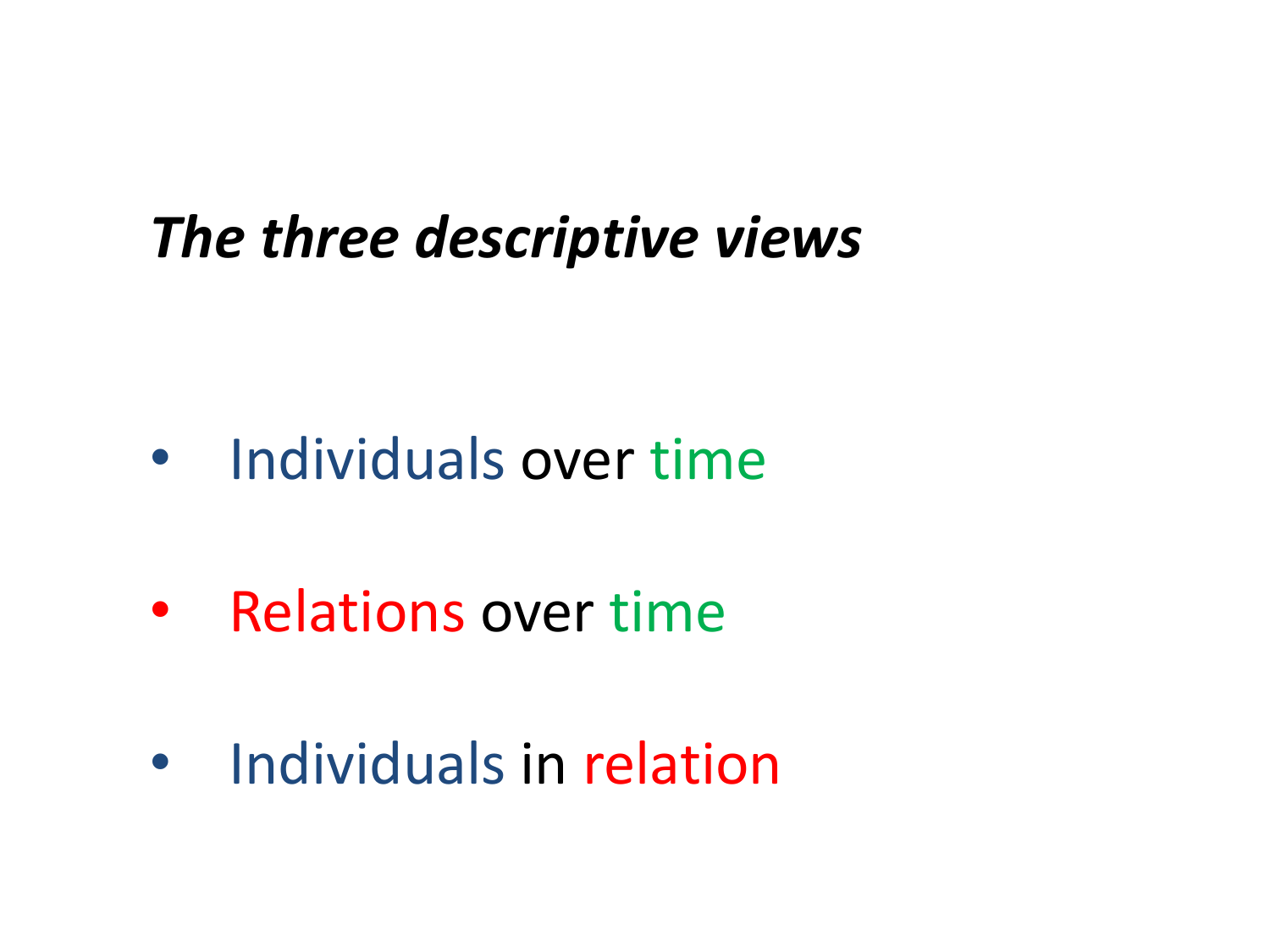***The three descriptive views***

- Individuals over time
- Relations over time
- Individuals in relation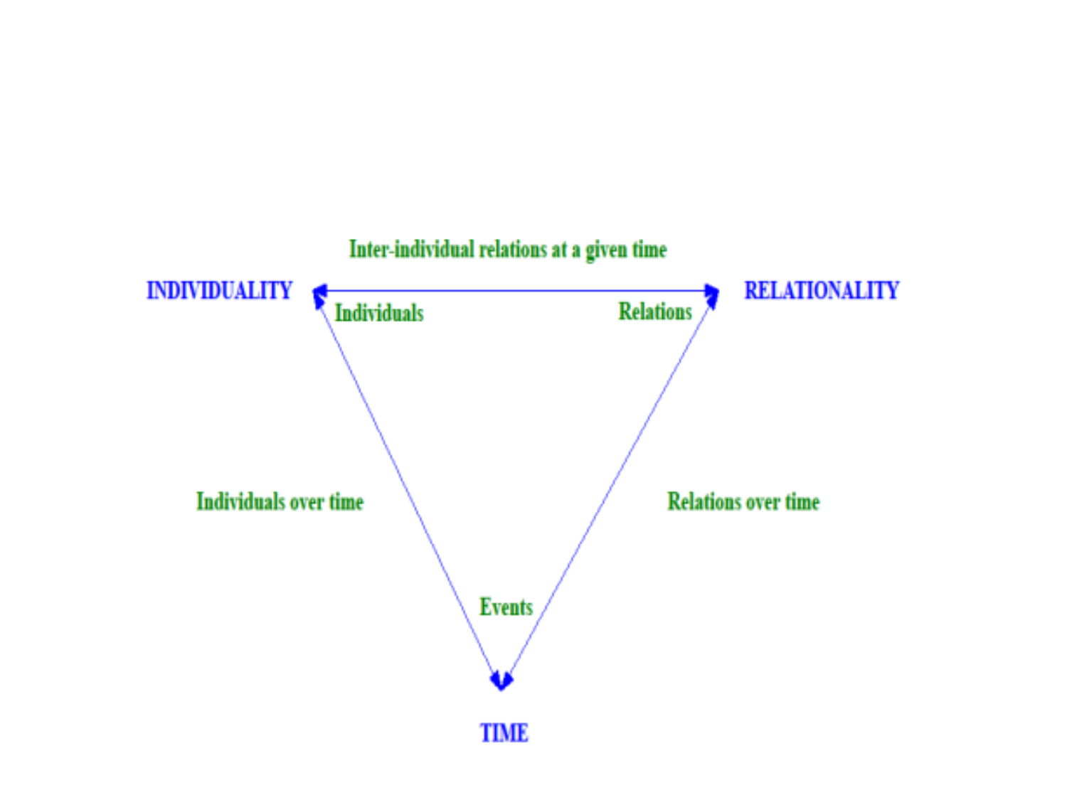Inter-individual relations at a given time

INDIVIDUALITY

RELATIONALITY

Individuals

Relations

Individuals over time

Relations over time

Events

TIME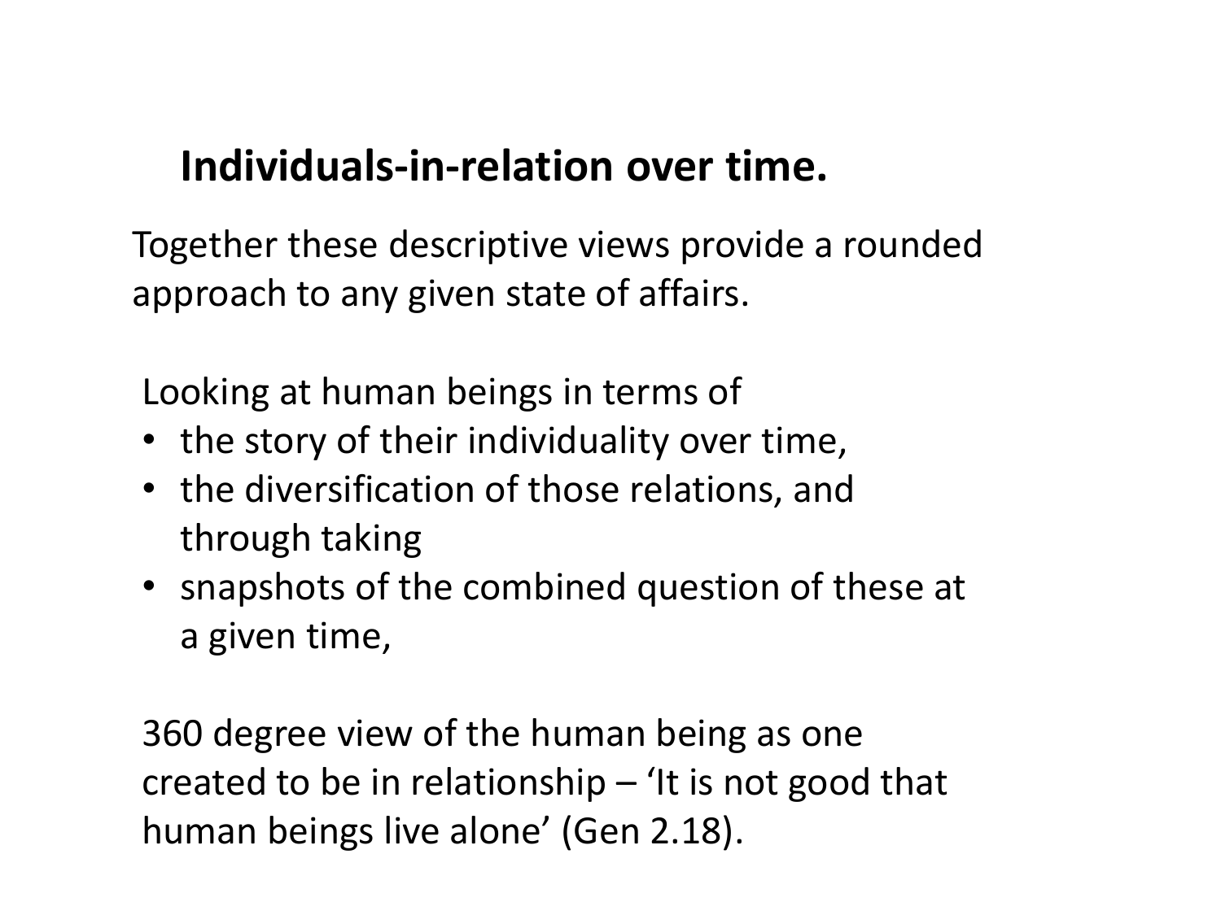## Individuals-in-relation over time.

Together these descriptive views provide a rounded approach to any given state of affairs.

Looking at human beings in terms of

- the story of their individuality over time,
- the diversification of those relations, and through taking
- snapshots of the combined question of these at a given time,

360 degree view of the human being as one created to be in relationship – 'It is not good that human beings live alone' (Gen 2.18).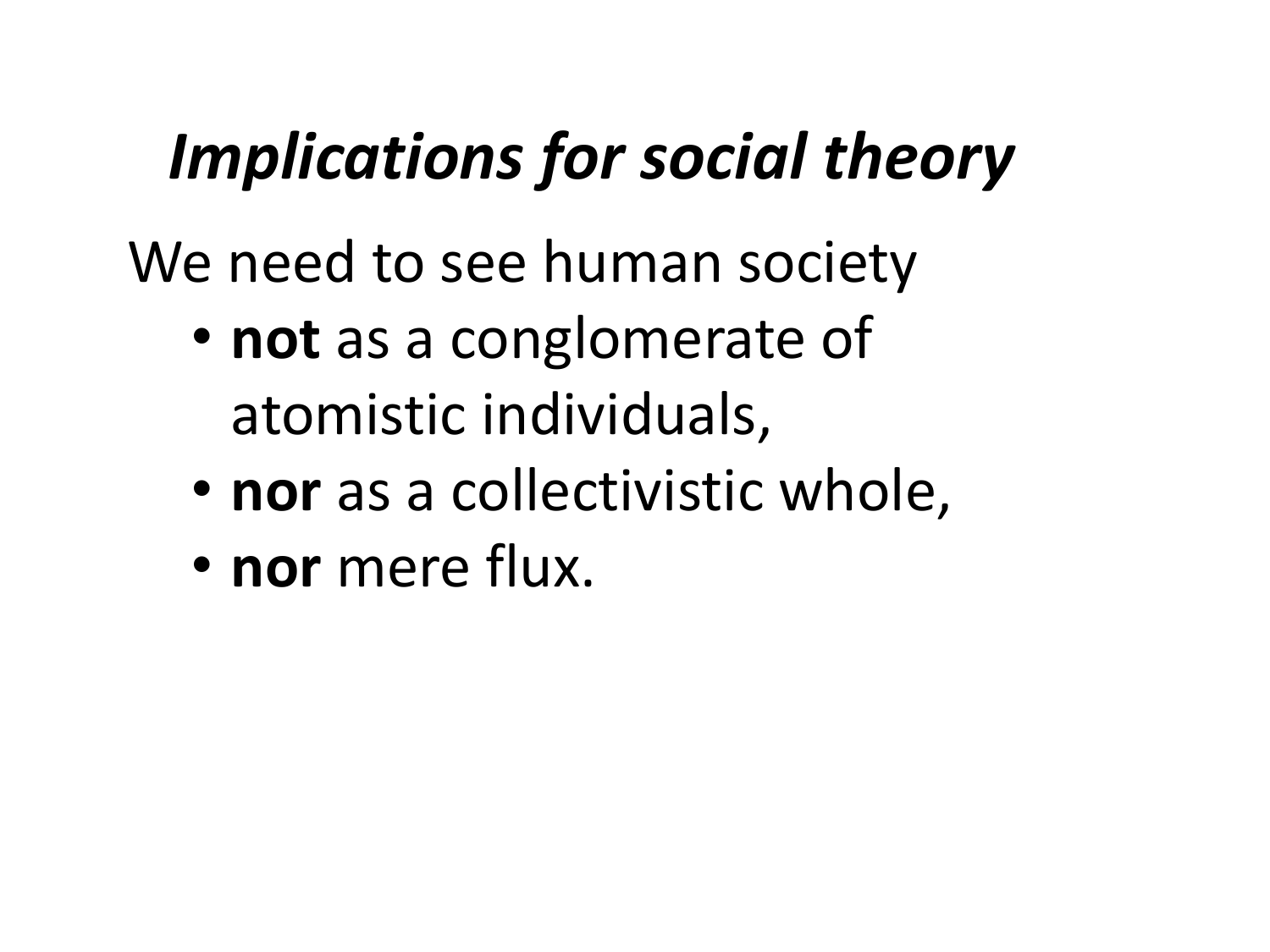# *Implications for social theory*

We need to see human society

- **not** as a conglomerate of atomistic individuals,
- **nor** as a collectivistic whole,
- **nor** mere flux.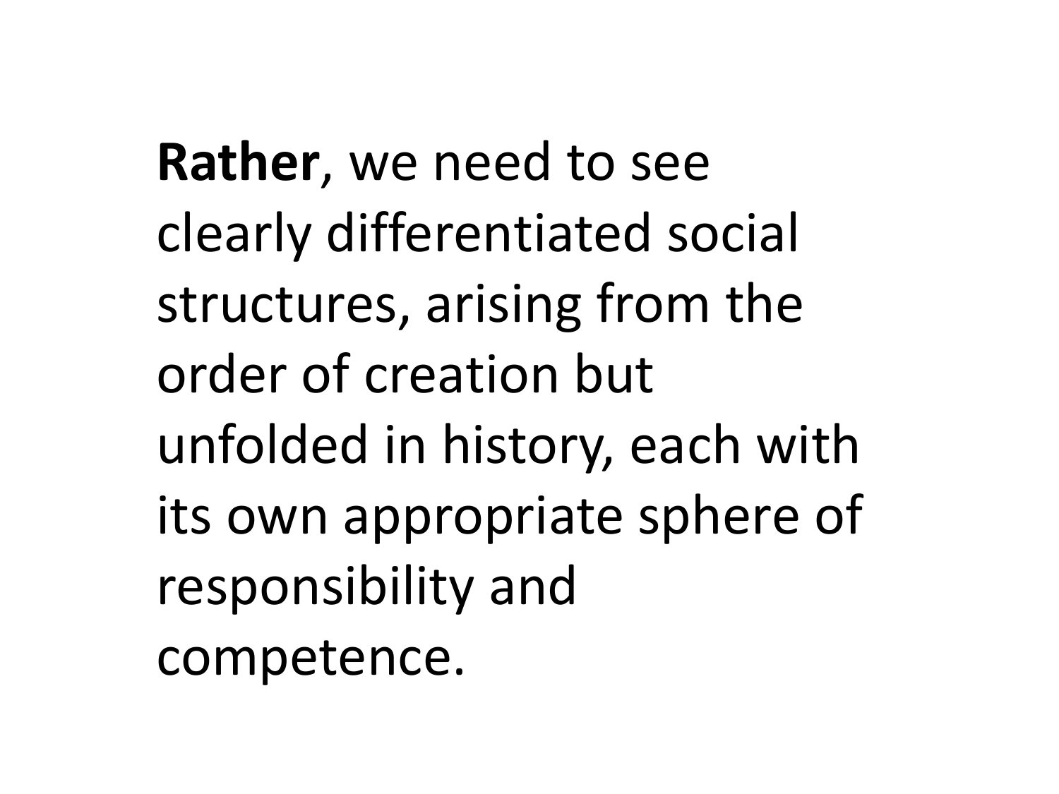**Rather**, we need to see clearly differentiated social structures, arising from the order of creation but unfolded in history, each with its own appropriate sphere of responsibility and competence.